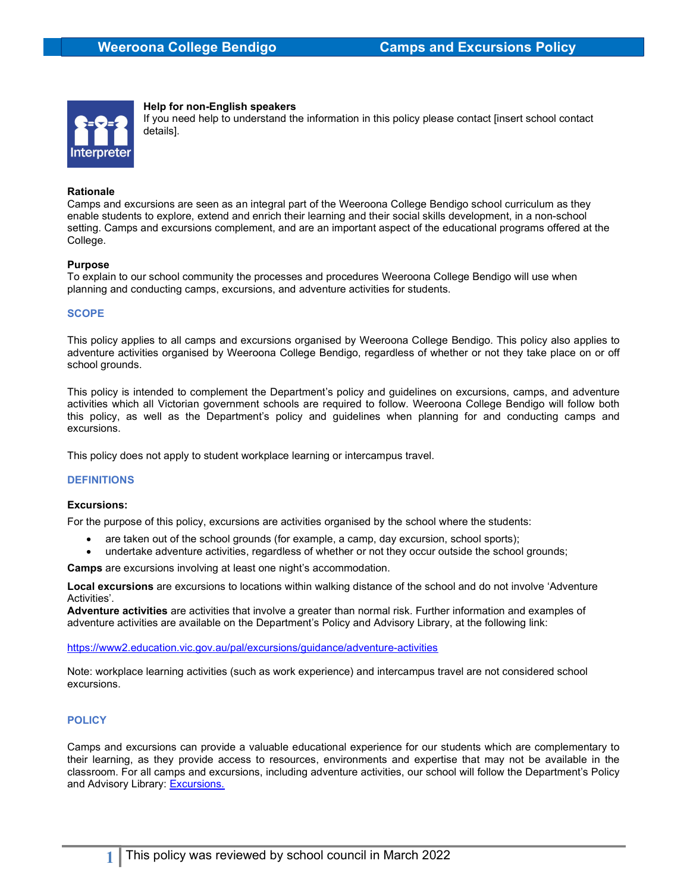# Weeroona College Bendigo — Camps and Excursions Policy

**Help for non-English speakers**
If you need help to understand the information in this policy please contact [insert school contact details].

**Rationale**
Camps and excursions are seen as an integral part of the Weeroona College Bendigo school curriculum as they enable students to explore, extend and enrich their learning and their social skills development, in a non-school setting. Camps and excursions complement, and are an important aspect of the educational programs offered at the College.

**Purpose**
To explain to our school community the processes and procedures Weeroona College Bendigo will use when planning and conducting camps, excursions, and adventure activities for students.

## SCOPE

This policy applies to all camps and excursions organised by Weeroona College Bendigo. This policy also applies to adventure activities organised by Weeroona College Bendigo, regardless of whether or not they take place on or off school grounds.

This policy is intended to complement the Department's policy and guidelines on excursions, camps, and adventure activities which all Victorian government schools are required to follow. Weeroona College Bendigo will follow both this policy, as well as the Department's policy and guidelines when planning for and conducting camps and excursions.

This policy does not apply to student workplace learning or intercampus travel.

## DEFINITIONS

**Excursions:**

For the purpose of this policy, excursions are activities organised by the school where the students:

- are taken out of the school grounds (for example, a camp, day excursion, school sports);
- undertake adventure activities, regardless of whether or not they occur outside the school grounds;

**Camps** are excursions involving at least one night's accommodation.

**Local excursions** are excursions to locations within walking distance of the school and do not involve 'Adventure Activities'.
**Adventure activities** are activities that involve a greater than normal risk. Further information and examples of adventure activities are available on the Department's Policy and Advisory Library, at the following link:

https://www2.education.vic.gov.au/pal/excursions/guidance/adventure-activities

Note: workplace learning activities (such as work experience) and intercampus travel are not considered school excursions.

## POLICY

Camps and excursions can provide a valuable educational experience for our students which are complementary to their learning, as they provide access to resources, environments and expertise that may not be available in the classroom. For all camps and excursions, including adventure activities, our school will follow the Department's Policy and Advisory Library: Excursions.

This policy was reviewed by school council in March 2022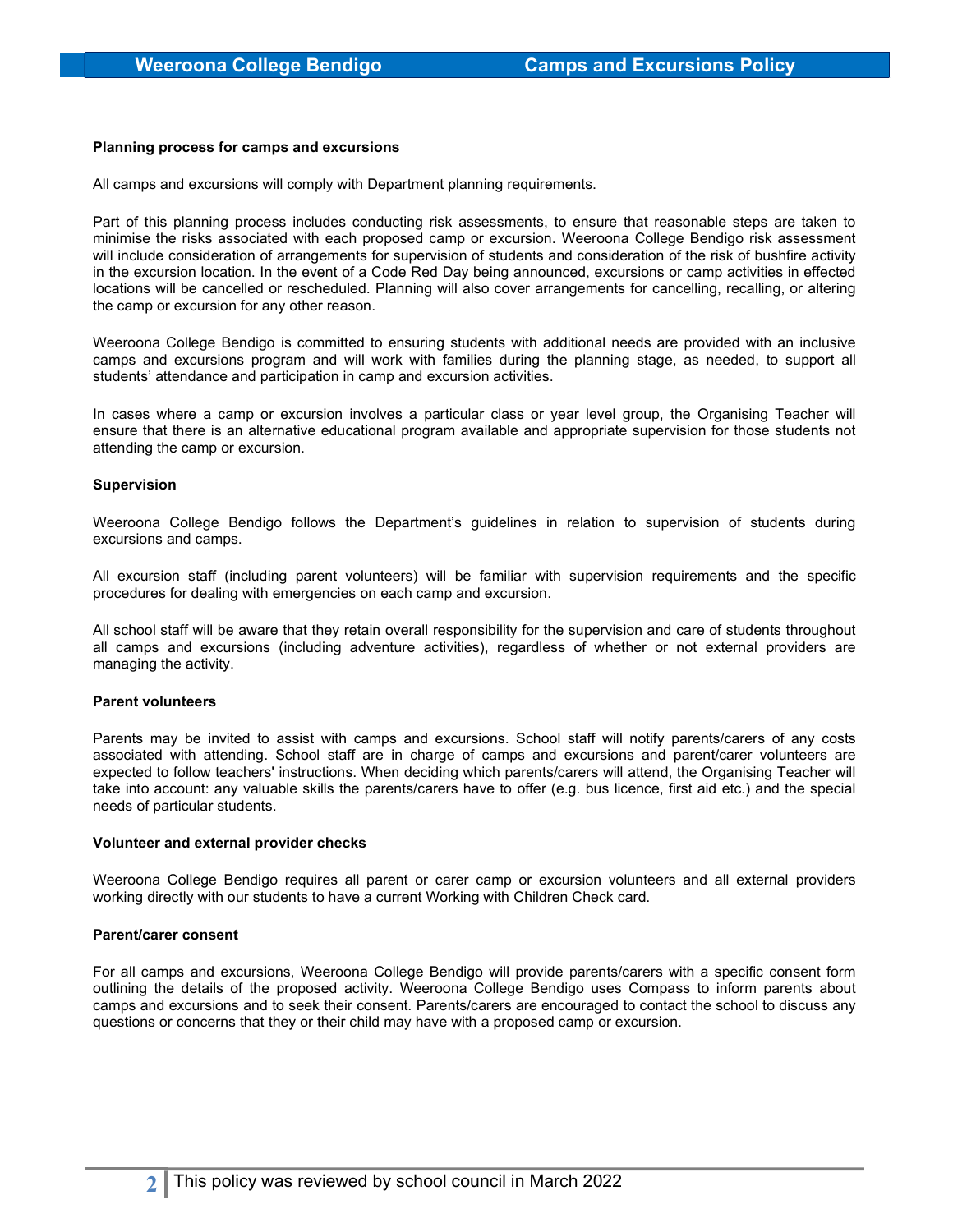**Planning process for camps and excursions**

All camps and excursions will comply with Department planning requirements.

Part of this planning process includes conducting risk assessments, to ensure that reasonable steps are taken to minimise the risks associated with each proposed camp or excursion. Weeroona College Bendigo risk assessment will include consideration of arrangements for supervision of students and consideration of the risk of bushfire activity in the excursion location. In the event of a Code Red Day being announced, excursions or camp activities in effected locations will be cancelled or rescheduled. Planning will also cover arrangements for cancelling, recalling, or altering the camp or excursion for any other reason.

Weeroona College Bendigo is committed to ensuring students with additional needs are provided with an inclusive camps and excursions program and will work with families during the planning stage, as needed, to support all students' attendance and participation in camp and excursion activities.

In cases where a camp or excursion involves a particular class or year level group, the Organising Teacher will ensure that there is an alternative educational program available and appropriate supervision for those students not attending the camp or excursion.

**Supervision**

Weeroona College Bendigo follows the Department's guidelines in relation to supervision of students during excursions and camps.

All excursion staff (including parent volunteers) will be familiar with supervision requirements and the specific procedures for dealing with emergencies on each camp and excursion.

All school staff will be aware that they retain overall responsibility for the supervision and care of students throughout all camps and excursions (including adventure activities), regardless of whether or not external providers are managing the activity.

**Parent volunteers**

Parents may be invited to assist with camps and excursions. School staff will notify parents/carers of any costs associated with attending. School staff are in charge of camps and excursions and parent/carer volunteers are expected to follow teachers' instructions. When deciding which parents/carers will attend, the Organising Teacher will take into account: any valuable skills the parents/carers have to offer (e.g. bus licence, first aid etc.) and the special needs of particular students.

**Volunteer and external provider checks**

Weeroona College Bendigo requires all parent or carer camp or excursion volunteers and all external providers working directly with our students to have a current Working with Children Check card.

**Parent/carer consent**

For all camps and excursions, Weeroona College Bendigo will provide parents/carers with a specific consent form outlining the details of the proposed activity. Weeroona College Bendigo uses Compass to inform parents about camps and excursions and to seek their consent. Parents/carers are encouraged to contact the school to discuss any questions or concerns that they or their child may have with a proposed camp or excursion.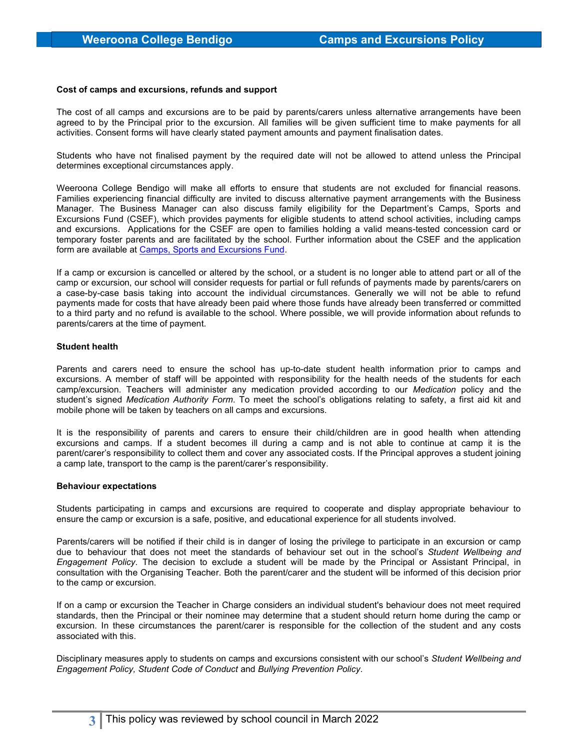**Cost of camps and excursions, refunds and support**

The cost of all camps and excursions are to be paid by parents/carers unless alternative arrangements have been agreed to by the Principal prior to the excursion. All families will be given sufficient time to make payments for all activities. Consent forms will have clearly stated payment amounts and payment finalisation dates.

Students who have not finalised payment by the required date will not be allowed to attend unless the Principal determines exceptional circumstances apply.

Weeroona College Bendigo will make all efforts to ensure that students are not excluded for financial reasons. Families experiencing financial difficulty are invited to discuss alternative payment arrangements with the Business Manager. The Business Manager can also discuss family eligibility for the Department's Camps, Sports and Excursions Fund (CSEF), which provides payments for eligible students to attend school activities, including camps and excursions. Applications for the CSEF are open to families holding a valid means-tested concession card or temporary foster parents and are facilitated by the school. Further information about the CSEF and the application form are available at Camps, Sports and Excursions Fund.

If a camp or excursion is cancelled or altered by the school, or a student is no longer able to attend part or all of the camp or excursion, our school will consider requests for partial or full refunds of payments made by parents/carers on a case-by-case basis taking into account the individual circumstances. Generally we will not be able to refund payments made for costs that have already been paid where those funds have already been transferred or committed to a third party and no refund is available to the school. Where possible, we will provide information about refunds to parents/carers at the time of payment.

**Student health**

Parents and carers need to ensure the school has up-to-date student health information prior to camps and excursions. A member of staff will be appointed with responsibility for the health needs of the students for each camp/excursion. Teachers will administer any medication provided according to our *Medication* policy and the student's signed *Medication Authority Form*. To meet the school's obligations relating to safety, a first aid kit and mobile phone will be taken by teachers on all camps and excursions.

It is the responsibility of parents and carers to ensure their child/children are in good health when attending excursions and camps. If a student becomes ill during a camp and is not able to continue at camp it is the parent/carer's responsibility to collect them and cover any associated costs. If the Principal approves a student joining a camp late, transport to the camp is the parent/carer's responsibility.

**Behaviour expectations**

Students participating in camps and excursions are required to cooperate and display appropriate behaviour to ensure the camp or excursion is a safe, positive, and educational experience for all students involved.

Parents/carers will be notified if their child is in danger of losing the privilege to participate in an excursion or camp due to behaviour that does not meet the standards of behaviour set out in the school's *Student Wellbeing and Engagement Policy*. The decision to exclude a student will be made by the Principal or Assistant Principal, in consultation with the Organising Teacher. Both the parent/carer and the student will be informed of this decision prior to the camp or excursion.

If on a camp or excursion the Teacher in Charge considers an individual student's behaviour does not meet required standards, then the Principal or their nominee may determine that a student should return home during the camp or excursion. In these circumstances the parent/carer is responsible for the collection of the student and any costs associated with this.

Disciplinary measures apply to students on camps and excursions consistent with our school's *Student Wellbeing and Engagement Policy, Student Code of Conduct* and *Bullying Prevention Policy*.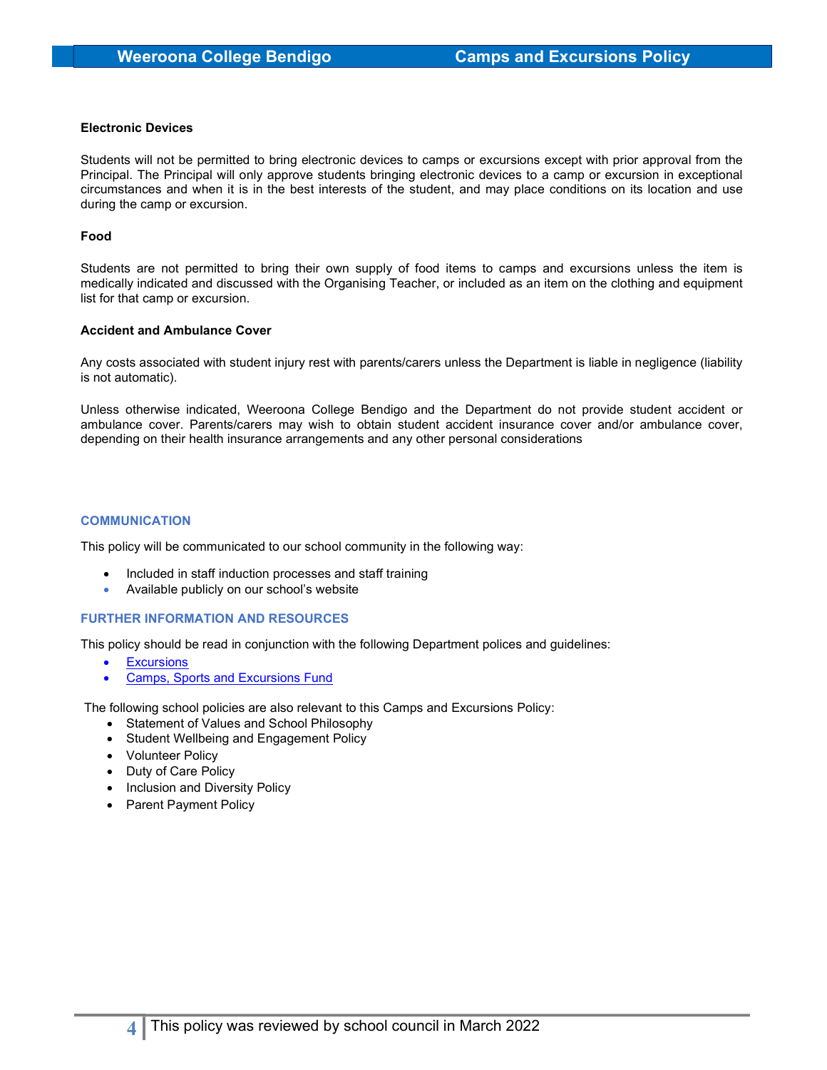**Electronic Devices**

Students will not be permitted to bring electronic devices to camps or excursions except with prior approval from the Principal. The Principal will only approve students bringing electronic devices to a camp or excursion in exceptional circumstances and when it is in the best interests of the student, and may place conditions on its location and use during the camp or excursion.

**Food**

Students are not permitted to bring their own supply of food items to camps and excursions unless the item is medically indicated and discussed with the Organising Teacher, or included as an item on the clothing and equipment list for that camp or excursion.

**Accident and Ambulance Cover**

Any costs associated with student injury rest with parents/carers unless the Department is liable in negligence (liability is not automatic).

Unless otherwise indicated, Weeroona College Bendigo and the Department do not provide student accident or ambulance cover. Parents/carers may wish to obtain student accident insurance cover and/or ambulance cover, depending on their health insurance arrangements and any other personal considerations

## COMMUNICATION

This policy will be communicated to our school community in the following way:

- Included in staff induction processes and staff training
- Available publicly on our school's website

## FURTHER INFORMATION AND RESOURCES

This policy should be read in conjunction with the following Department polices and guidelines:

- Excursions
- Camps, Sports and Excursions Fund

The following school policies are also relevant to this Camps and Excursions Policy:

- Statement of Values and School Philosophy
- Student Wellbeing and Engagement Policy
- Volunteer Policy
- Duty of Care Policy
- Inclusion and Diversity Policy
- Parent Payment Policy

This policy was reviewed by school council in March 2022